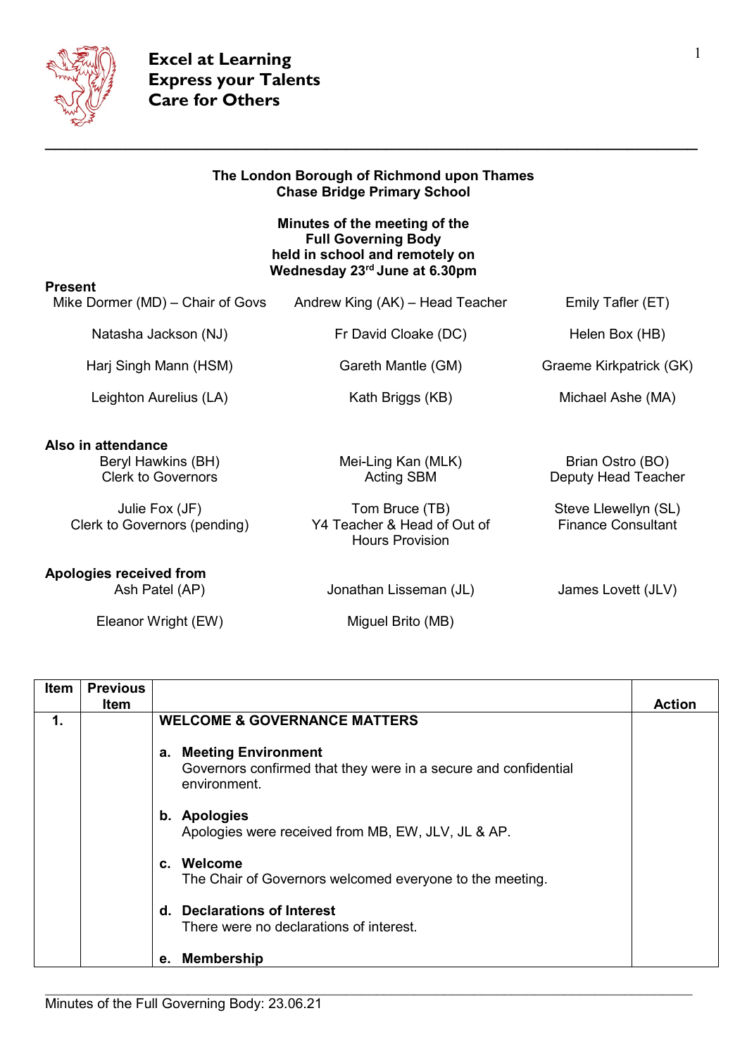**Excel at Learning**
**Express your Talents**
**Care for Others**

---

**The London Borough of Richmond upon Thames**
**Chase Bridge Primary School**

**Minutes of the meeting of the**
**Full Governing Body**
**held in school and remotely on**
**Wednesday 23rd June at 6.30pm**

**Present**

| | | |
|---|---|---|
| Mike Dormer (MD) – Chair of Govs | Andrew King (AK) – Head Teacher | Emily Tafler (ET) |
| Natasha Jackson (NJ) | Fr David Cloake (DC) | Helen Box (HB) |
| Harj Singh Mann (HSM) | Gareth Mantle (GM) | Graeme Kirkpatrick (GK) |
| Leighton Aurelius (LA) | Kath Briggs (KB) | Michael Ashe (MA) |

**Also in attendance**

| | | |
|---|---|---|
| Beryl Hawkins (BH) Clerk to Governors | Mei-Ling Kan (MLK) Acting SBM | Brian Ostro (BO) Deputy Head Teacher |
| Julie Fox (JF) Clerk to Governors (pending) | Tom Bruce (TB) Y4 Teacher & Head of Out of Hours Provision | Steve Llewellyn (SL) Finance Consultant |

**Apologies received from**

| | | |
|---|---|---|
| Ash Patel (AP) | Jonathan Lisseman (JL) | James Lovett (JLV) |
| Eleanor Wright (EW) | Miguel Brito (MB) | |

| Item | Previous Item | | Action |
|---|---|---|---|
| **1.** | | **WELCOME & GOVERNANCE MATTERS**<br><br>**a. Meeting Environment**<br>Governors confirmed that they were in a secure and confidential environment.<br><br>**b. Apologies**<br>Apologies were received from MB, EW, JLV, JL & AP.<br><br>**c. Welcome**<br>The Chair of Governors welcomed everyone to the meeting.<br><br>**d. Declarations of Interest**<br>There were no declarations of interest.<br><br>**e. Membership** | |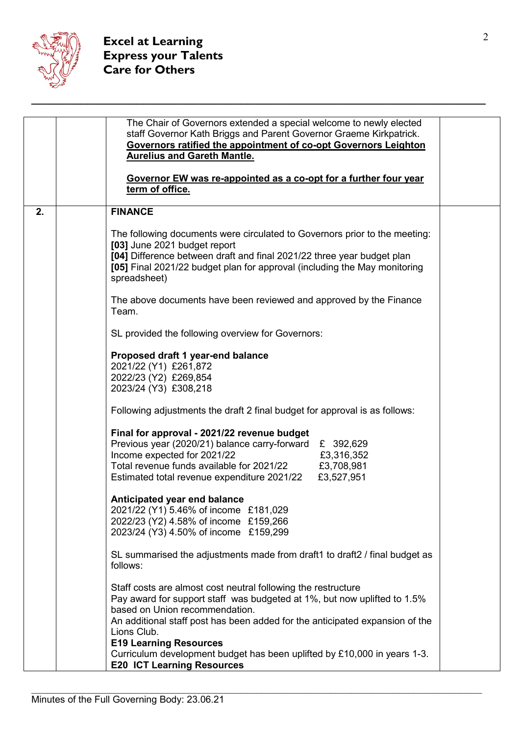| | | | |
|---|---|---|---|
| | | The Chair of Governors extended a special welcome to newly elected staff Governor Kath Briggs and Parent Governor Graeme Kirkpatrick. **Governors ratified the appointment of co-opt Governors Leighton Aurelius and Gareth Mantle.**<br><br>**Governor EW was re-appointed as a co-opt for a further four year term of office.** | |
| **2.** | | **FINANCE**<br><br>The following documents were circulated to Governors prior to the meeting:<br>**[03]** June 2021 budget report<br>**[04]** Difference between draft and final 2021/22 three year budget plan<br>**[05]** Final 2021/22 budget plan for approval (including the May monitoring spreadsheet)<br><br>The above documents have been reviewed and approved by the Finance Team.<br><br>SL provided the following overview for Governors:<br><br>**Proposed draft 1 year-end balance**<br>2021/22 (Y1) £261,872<br>2022/23 (Y2) £269,854<br>2023/24 (Y3) £308,218<br><br>Following adjustments the draft 2 final budget for approval is as follows:<br><br>**Final for approval - 2021/22 revenue budget**<br>Previous year (2020/21) balance carry-forward £ 392,629<br>Income expected for 2021/22 £3,316,352<br>Total revenue funds available for 2021/22 £3,708,981<br>Estimated total revenue expenditure 2021/22 £3,527,951<br><br>**Anticipated year end balance**<br>2021/22 (Y1) 5.46% of income £181,029<br>2022/23 (Y2) 4.58% of income £159,266<br>2023/24 (Y3) 4.50% of income £159,299<br><br>SL summarised the adjustments made from draft1 to draft2 / final budget as follows:<br><br>Staff costs are almost cost neutral following the restructure<br>Pay award for support staff was budgeted at 1%, but now uplifted to 1.5% based on Union recommendation.<br>An additional staff post has been added for the anticipated expansion of the Lions Club.<br>**E19 Learning Resources**<br>Curriculum development budget has been uplifted by £10,000 in years 1-3.<br>**E20 ICT Learning Resources** | |

Minutes of the Full Governing Body: 23.06.21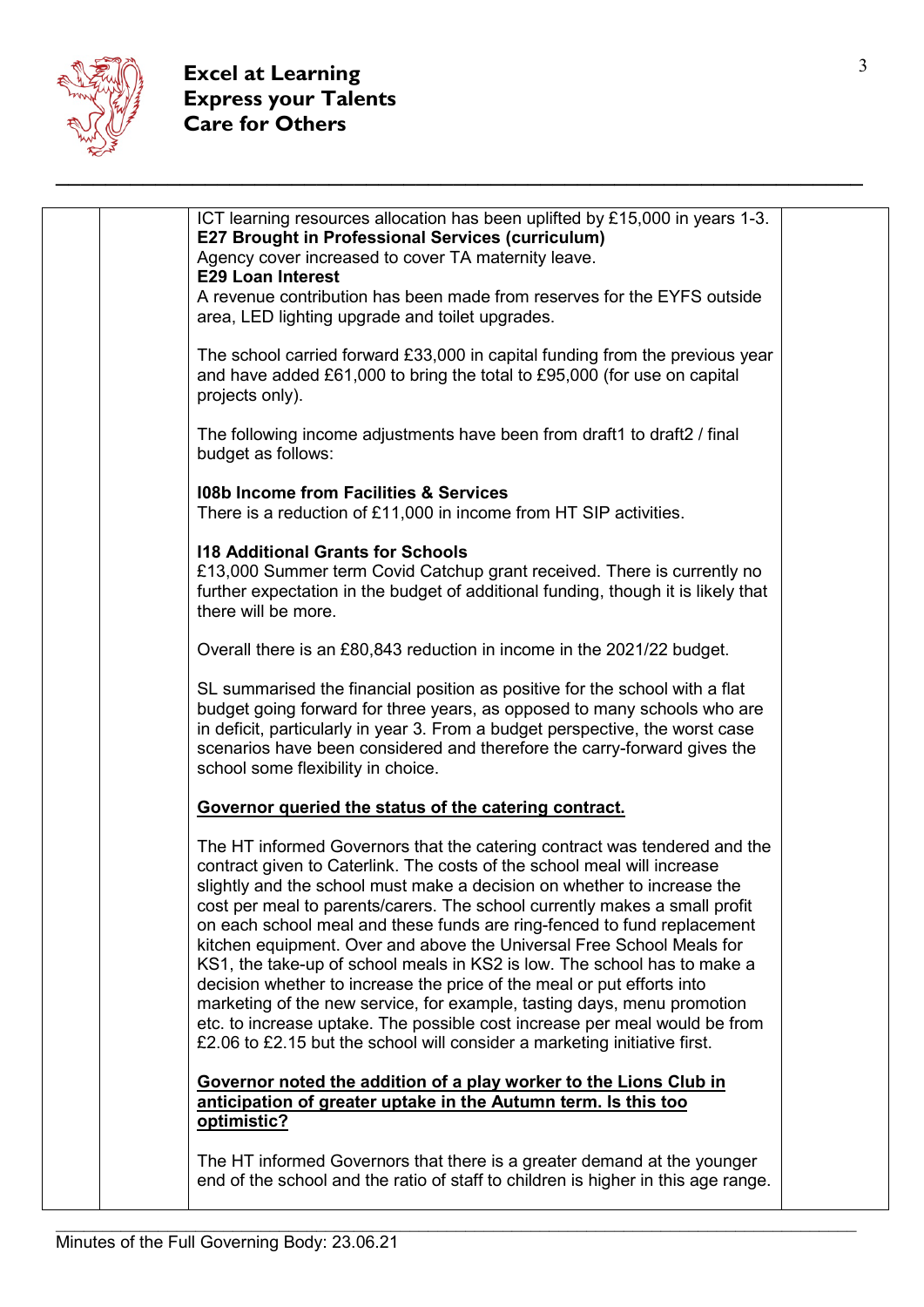**Excel at Learning**
**Express your Talents**
**Care for Others**

ICT learning resources allocation has been uplifted by £15,000 in years 1-3.
**E27 Brought in Professional Services (curriculum)**
Agency cover increased to cover TA maternity leave.
**E29 Loan Interest**
A revenue contribution has been made from reserves for the EYFS outside area, LED lighting upgrade and toilet upgrades.

The school carried forward £33,000 in capital funding from the previous year and have added £61,000 to bring the total to £95,000 (for use on capital projects only).

The following income adjustments have been from draft1 to draft2 / final budget as follows:

**I08b Income from Facilities & Services**
There is a reduction of £11,000 in income from HT SIP activities.

**I18 Additional Grants for Schools**
£13,000 Summer term Covid Catchup grant received. There is currently no further expectation in the budget of additional funding, though it is likely that there will be more.

Overall there is an £80,843 reduction in income in the 2021/22 budget.

SL summarised the financial position as positive for the school with a flat budget going forward for three years, as opposed to many schools who are in deficit, particularly in year 3. From a budget perspective, the worst case scenarios have been considered and therefore the carry-forward gives the school some flexibility in choice.

**Governor queried the status of the catering contract.**

The HT informed Governors that the catering contract was tendered and the contract given to Caterlink. The costs of the school meal will increase slightly and the school must make a decision on whether to increase the cost per meal to parents/carers. The school currently makes a small profit on each school meal and these funds are ring-fenced to fund replacement kitchen equipment. Over and above the Universal Free School Meals for KS1, the take-up of school meals in KS2 is low. The school has to make a decision whether to increase the price of the meal or put efforts into marketing of the new service, for example, tasting days, menu promotion etc. to increase uptake. The possible cost increase per meal would be from £2.06 to £2.15 but the school will consider a marketing initiative first.

**Governor noted the addition of a play worker to the Lions Club in anticipation of greater uptake in the Autumn term. Is this too optimistic?**

The HT informed Governors that there is a greater demand at the younger end of the school and the ratio of staff to children is higher in this age range.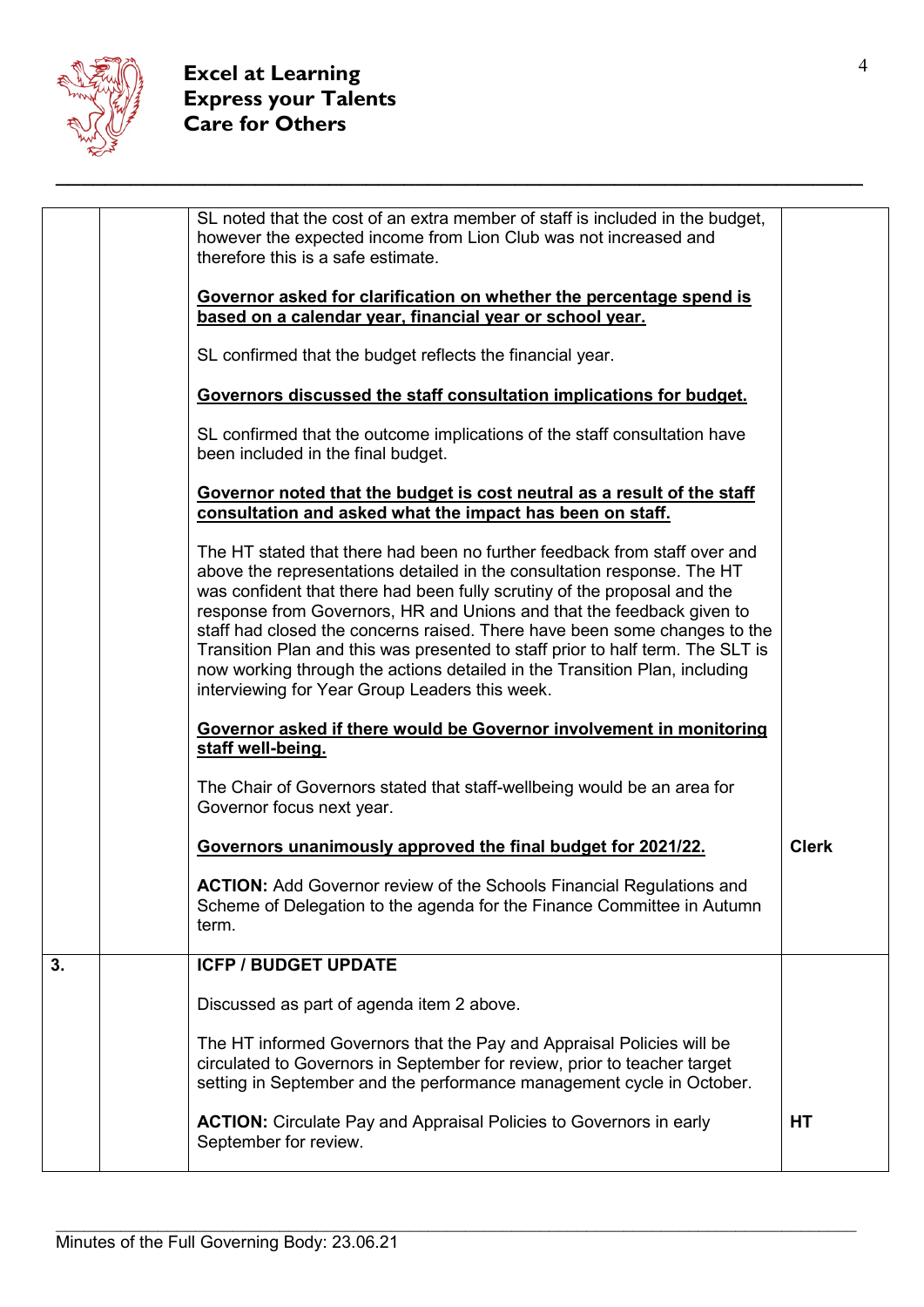| | | | |
|---|---|---|---|
| | | SL noted that the cost of an extra member of staff is included in the budget, however the expected income from Lion Club was not increased and therefore this is a safe estimate.<br><br>**Governor asked for clarification on whether the percentage spend is based on a calendar year, financial year or school year.**<br><br>SL confirmed that the budget reflects the financial year.<br><br>**Governors discussed the staff consultation implications for budget.**<br><br>SL confirmed that the outcome implications of the staff consultation have been included in the final budget.<br><br>**Governor noted that the budget is cost neutral as a result of the staff consultation and asked what the impact has been on staff.**<br><br>The HT stated that there had been no further feedback from staff over and above the representations detailed in the consultation response. The HT was confident that there had been fully scrutiny of the proposal and the response from Governors, HR and Unions and that the feedback given to staff had closed the concerns raised. There have been some changes to the Transition Plan and this was presented to staff prior to half term. The SLT is now working through the actions detailed in the Transition Plan, including interviewing for Year Group Leaders this week.<br><br>**Governor asked if there would be Governor involvement in monitoring staff well-being.**<br><br>The Chair of Governors stated that staff-wellbeing would be an area for Governor focus next year.<br><br>**Governors unanimously approved the final budget for 2021/22.**<br><br>**ACTION:** Add Governor review of the Schools Financial Regulations and Scheme of Delegation to the agenda for the Finance Committee in Autumn term. | **Clerk** |
| **3.** | | **ICFP / BUDGET UPDATE**<br><br>Discussed as part of agenda item 2 above.<br><br>The HT informed Governors that the Pay and Appraisal Policies will be circulated to Governors in September for review, prior to teacher target setting in September and the performance management cycle in October.<br><br>**ACTION:** Circulate Pay and Appraisal Policies to Governors in early September for review. | **HT** |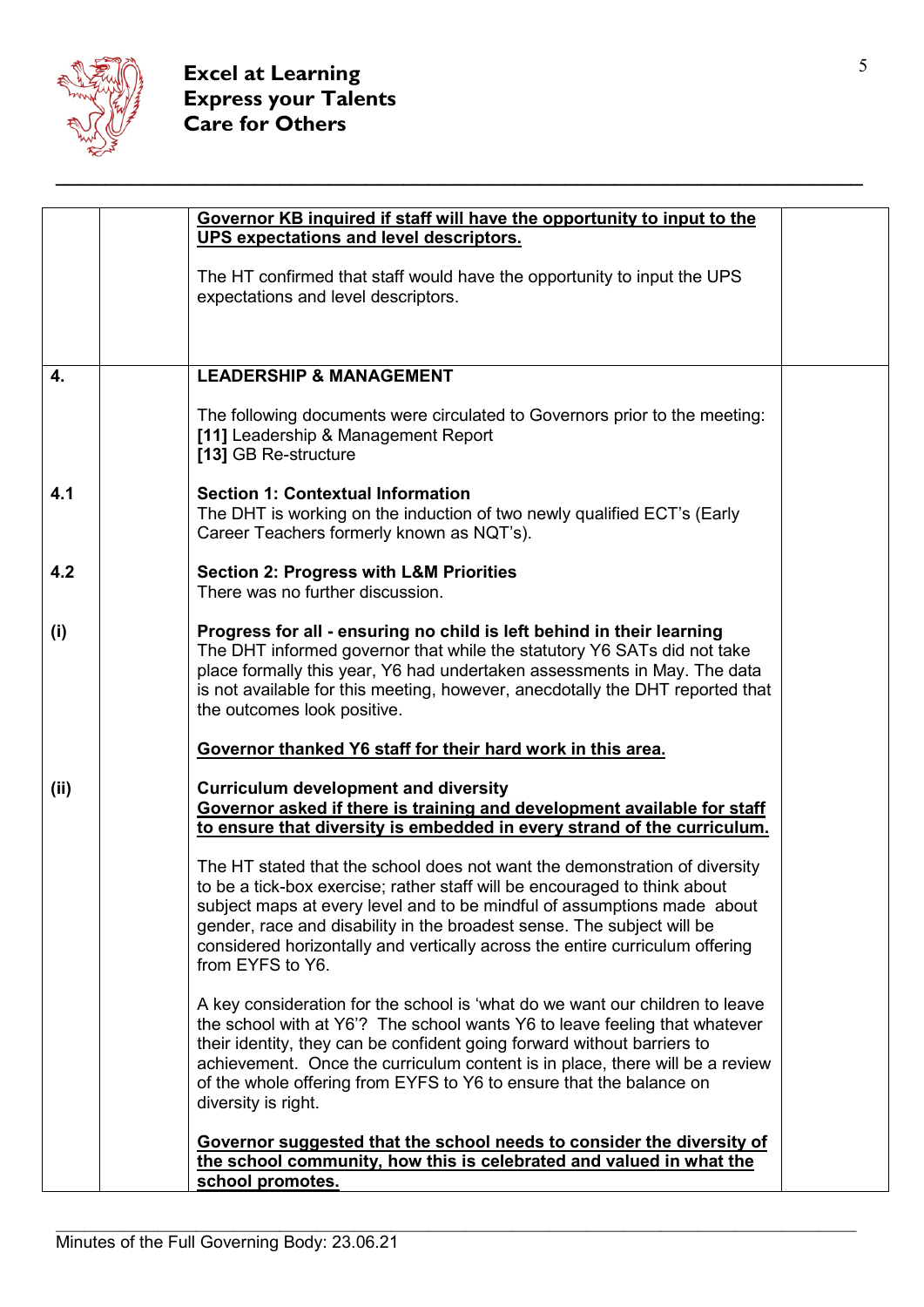**Excel at Learning**
**Express your Talents**
**Care for Others**

| | | | |
|---|---|---|---|
| | | **Governor KB inquired if staff will have the opportunity to input to the UPS expectations and level descriptors.**<br><br>The HT confirmed that staff would have the opportunity to input the UPS expectations and level descriptors. | |
| **4.** | | **LEADERSHIP & MANAGEMENT**<br><br>The following documents were circulated to Governors prior to the meeting:<br>**[11]** Leadership & Management Report<br>**[13]** GB Re-structure | |
| **4.1** | | **Section 1: Contextual Information**<br>The DHT is working on the induction of two newly qualified ECT's (Early Career Teachers formerly known as NQT's). | |
| **4.2** | | **Section 2: Progress with L&M Priorities**<br>There was no further discussion. | |
| **(i)** | | **Progress for all - ensuring no child is left behind in their learning**<br>The DHT informed governor that while the statutory Y6 SATs did not take place formally this year, Y6 had undertaken assessments in May. The data is not available for this meeting, however, anecdotally the DHT reported that the outcomes look positive.<br><br>**Governor thanked Y6 staff for their hard work in this area.** | |
| **(ii)** | | **Curriculum development and diversity**<br>**Governor asked if there is training and development available for staff to ensure that diversity is embedded in every strand of the curriculum.**<br><br>The HT stated that the school does not want the demonstration of diversity to be a tick-box exercise; rather staff will be encouraged to think about subject maps at every level and to be mindful of assumptions made about gender, race and disability in the broadest sense. The subject will be considered horizontally and vertically across the entire curriculum offering from EYFS to Y6.<br><br>A key consideration for the school is 'what do we want our children to leave the school with at Y6'? The school wants Y6 to leave feeling that whatever their identity, they can be confident going forward without barriers to achievement. Once the curriculum content is in place, there will be a review of the whole offering from EYFS to Y6 to ensure that the balance on diversity is right.<br><br>**Governor suggested that the school needs to consider the diversity of the school community, how this is celebrated and valued in what the school promotes.** | |

Minutes of the Full Governing Body: 23.06.21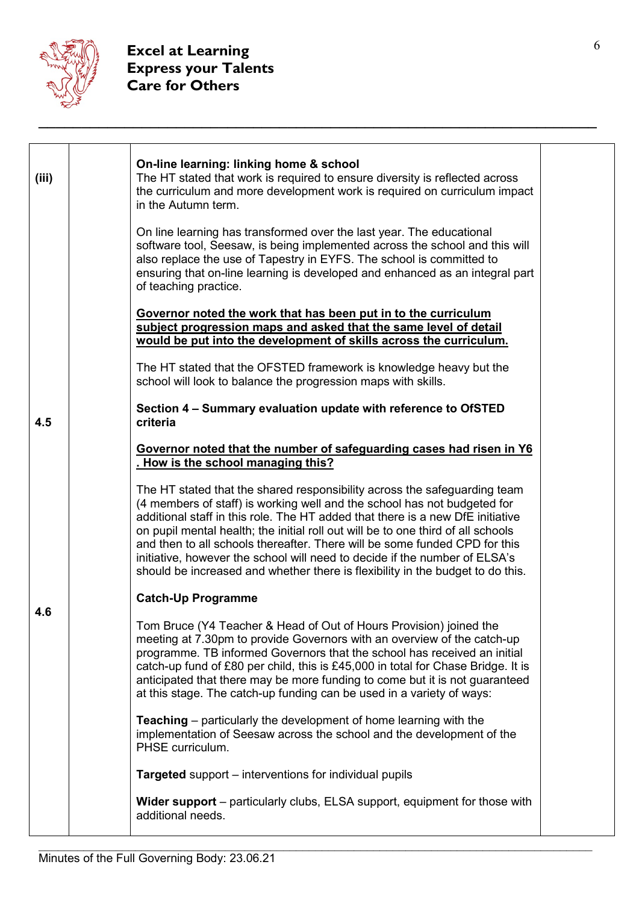| | | | |
|---|---|---|---|
| (iii) | | **On-line learning: linking home & school**<br>The HT stated that work is required to ensure diversity is reflected across the curriculum and more development work is required on curriculum impact in the Autumn term.<br><br>On line learning has transformed over the last year. The educational software tool, Seesaw, is being implemented across the school and this will also replace the use of Tapestry in EYFS. The school is committed to ensuring that on-line learning is developed and enhanced as an integral part of teaching practice.<br><br>**Governor noted the work that has been put in to the curriculum subject progression maps and asked that the same level of detail would be put into the development of skills across the curriculum.**<br><br>The HT stated that the OFSTED framework is knowledge heavy but the school will look to balance the progression maps with skills. | |
| 4.5 | | **Section 4 – Summary evaluation update with reference to OfSTED criteria**<br><br>**Governor noted that the number of safeguarding cases had risen in Y6 . How is the school managing this?**<br><br>The HT stated that the shared responsibility across the safeguarding team (4 members of staff) is working well and the school has not budgeted for additional staff in this role. The HT added that there is a new DfE initiative on pupil mental health; the initial roll out will be to one third of all schools and then to all schools thereafter. There will be some funded CPD for this initiative, however the school will need to decide if the number of ELSA's should be increased and whether there is flexibility in the budget to do this. | |
| 4.6 | | **Catch-Up Programme**<br><br>Tom Bruce (Y4 Teacher & Head of Out of Hours Provision) joined the meeting at 7.30pm to provide Governors with an overview of the catch-up programme. TB informed Governors that the school has received an initial catch-up fund of £80 per child, this is £45,000 in total for Chase Bridge. It is anticipated that there may be more funding to come but it is not guaranteed at this stage. The catch-up funding can be used in a variety of ways:<br><br>**Teaching** – particularly the development of home learning with the implementation of Seesaw across the school and the development of the PHSE curriculum.<br><br>**Targeted** support – interventions for individual pupils<br><br>**Wider support** – particularly clubs, ELSA support, equipment for those with additional needs. | |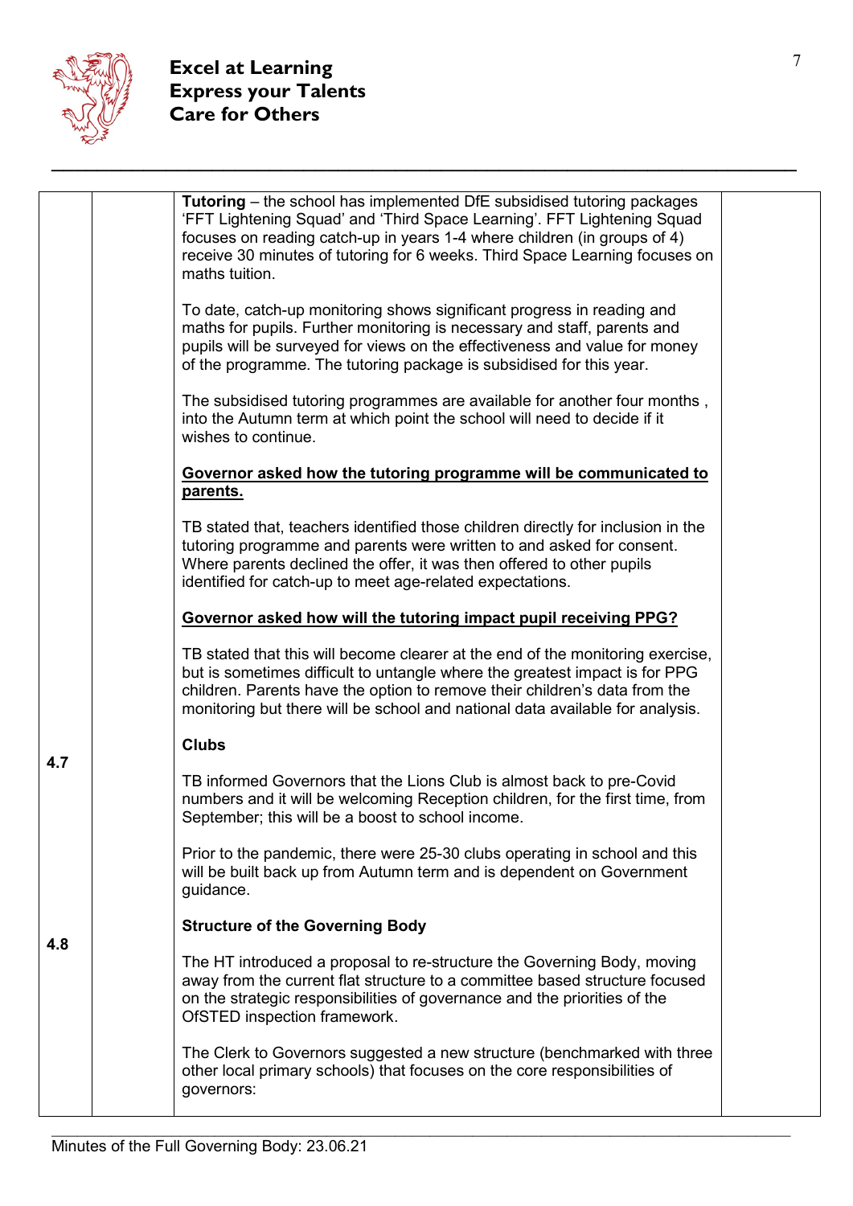**Excel at Learning**
**Express your Talents**
**Care for Others**

| | | | |
|---|---|---|---|
| | | **Tutoring** – the school has implemented DfE subsidised tutoring packages 'FFT Lightening Squad' and 'Third Space Learning'. FFT Lightening Squad focuses on reading catch-up in years 1-4 where children (in groups of 4) receive 30 minutes of tutoring for 6 weeks. Third Space Learning focuses on maths tuition.<br><br>To date, catch-up monitoring shows significant progress in reading and maths for pupils. Further monitoring is necessary and staff, parents and pupils will be surveyed for views on the effectiveness and value for money of the programme. The tutoring package is subsidised for this year.<br><br>The subsidised tutoring programmes are available for another four months , into the Autumn term at which point the school will need to decide if it wishes to continue.<br><br>**<u>Governor asked how the tutoring programme will be communicated to parents.</u>**<br><br>TB stated that, teachers identified those children directly for inclusion in the tutoring programme and parents were written to and asked for consent. Where parents declined the offer, it was then offered to other pupils identified for catch-up to meet age-related expectations.<br><br>**<u>Governor asked how will the tutoring impact pupil receiving PPG?</u>**<br><br>TB stated that this will become clearer at the end of the monitoring exercise, but is sometimes difficult to untangle where the greatest impact is for PPG children. Parents have the option to remove their children's data from the monitoring but there will be school and national data available for analysis. | |
| **4.7** | | **Clubs**<br><br>TB informed Governors that the Lions Club is almost back to pre-Covid numbers and it will be welcoming Reception children, for the first time, from September; this will be a boost to school income.<br><br>Prior to the pandemic, there were 25-30 clubs operating in school and this will be built back up from Autumn term and is dependent on Government guidance. | |
| **4.8** | | **Structure of the Governing Body**<br><br>The HT introduced a proposal to re-structure the Governing Body, moving away from the current flat structure to a committee based structure focused on the strategic responsibilities of governance and the priorities of the OfSTED inspection framework.<br><br>The Clerk to Governors suggested a new structure (benchmarked with three other local primary schools) that focuses on the core responsibilities of governors: | |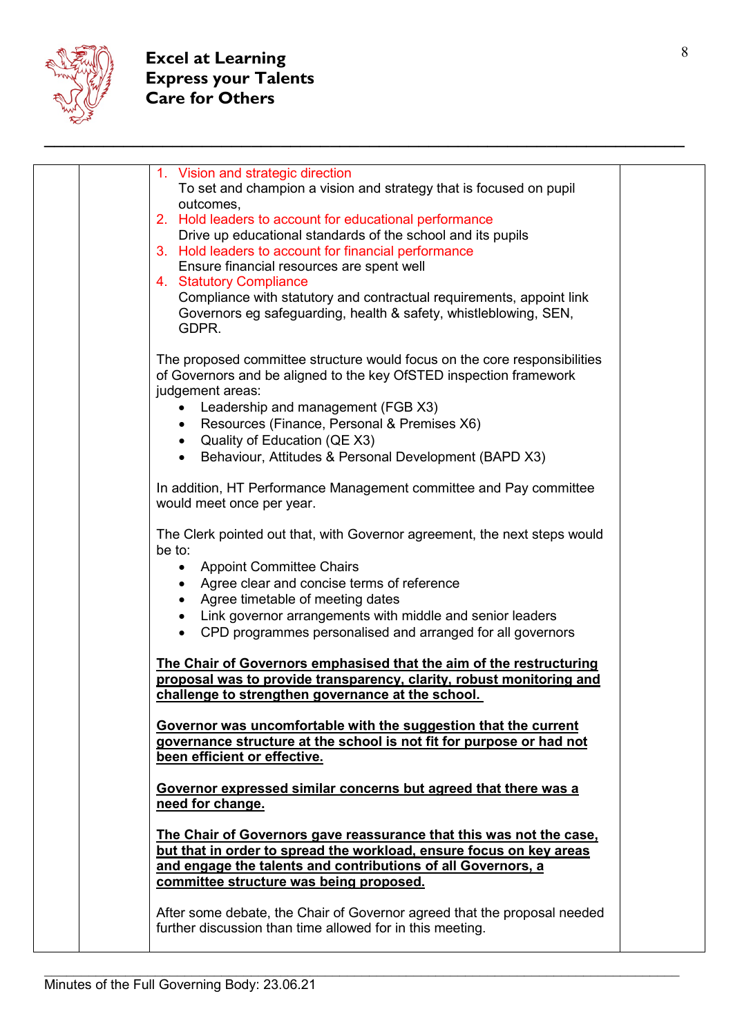1. Vision and strategic direction
   To set and champion a vision and strategy that is focused on pupil outcomes,
2. Hold leaders to account for educational performance
   Drive up educational standards of the school and its pupils
3. Hold leaders to account for financial performance
   Ensure financial resources are spent well
4. Statutory Compliance
   Compliance with statutory and contractual requirements, appoint link Governors eg safeguarding, health & safety, whistleblowing, SEN, GDPR.

The proposed committee structure would focus on the core responsibilities of Governors and be aligned to the key OfSTED inspection framework judgement areas:

- Leadership and management (FGB X3)
- Resources (Finance, Personal & Premises X6)
- Quality of Education (QE X3)
- Behaviour, Attitudes & Personal Development (BAPD X3)

In addition, HT Performance Management committee and Pay committee would meet once per year.

The Clerk pointed out that, with Governor agreement, the next steps would be to:

- Appoint Committee Chairs
- Agree clear and concise terms of reference
- Agree timetable of meeting dates
- Link governor arrangements with middle and senior leaders
- CPD programmes personalised and arranged for all governors

**The Chair of Governors emphasised that the aim of the restructuring proposal was to provide transparency, clarity, robust monitoring and challenge to strengthen governance at the school.**

**Governor was uncomfortable with the suggestion that the current governance structure at the school is not fit for purpose or had not been efficient or effective.**

**Governor expressed similar concerns but agreed that there was a need for change.**

**The Chair of Governors gave reassurance that this was not the case, but that in order to spread the workload, ensure focus on key areas and engage the talents and contributions of all Governors, a committee structure was being proposed.**

After some debate, the Chair of Governor agreed that the proposal needed further discussion than time allowed for in this meeting.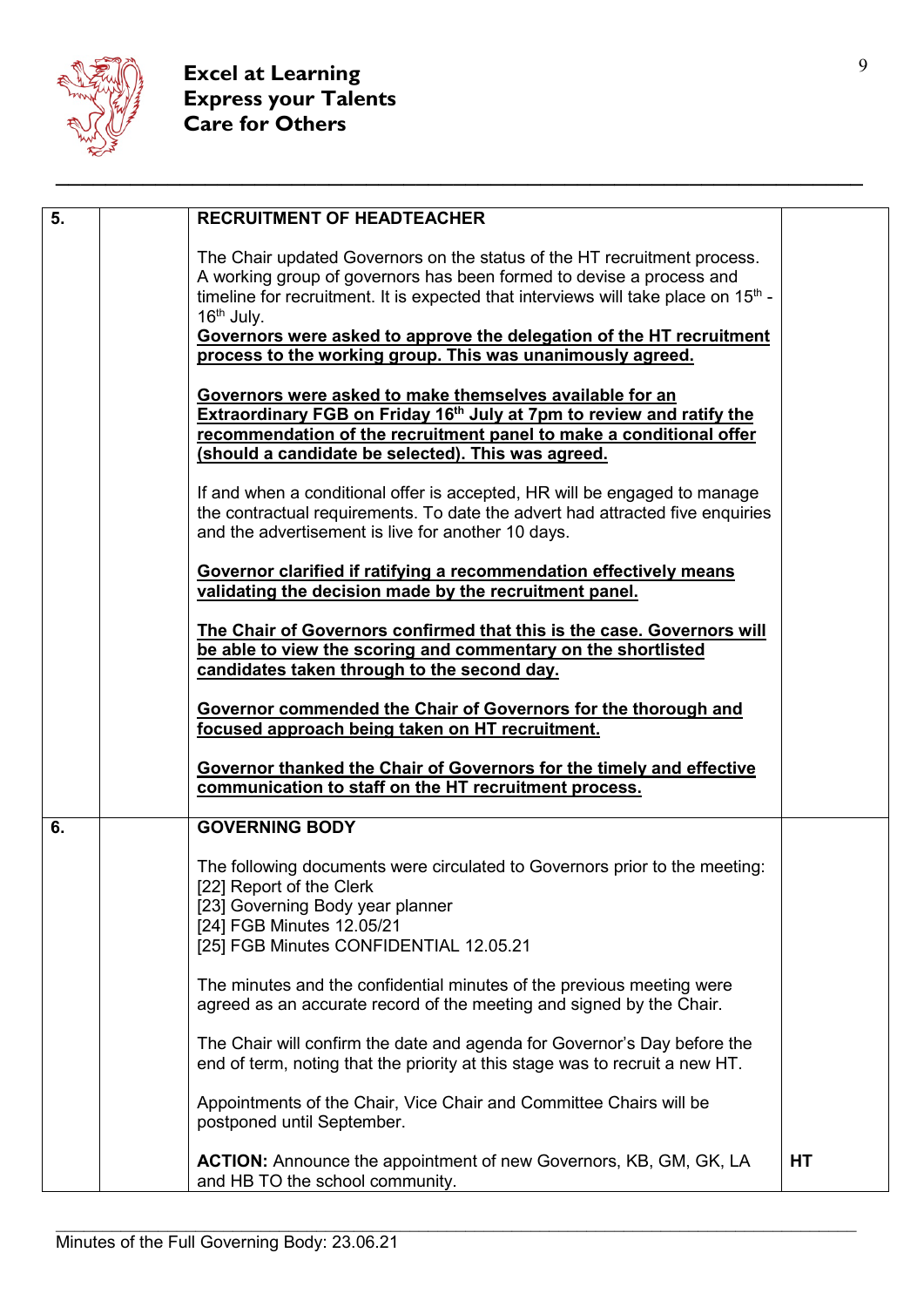**Excel at Learning**
**Express your Talents**
**Care for Others**

| | | | |
|---|---|---|---|
| **5.** | | **RECRUITMENT OF HEADTEACHER**<br><br>The Chair updated Governors on the status of the HT recruitment process. A working group of governors has been formed to devise a process and timeline for recruitment. It is expected that interviews will take place on 15th - 16th July.<br>**Governors were asked to approve the delegation of the HT recruitment process to the working group. This was unanimously agreed.**<br><br>**Governors were asked to make themselves available for an Extraordinary FGB on Friday 16th July at 7pm to review and ratify the recommendation of the recruitment panel to make a conditional offer (should a candidate be selected). This was agreed.**<br><br>If and when a conditional offer is accepted, HR will be engaged to manage the contractual requirements. To date the advert had attracted five enquiries and the advertisement is live for another 10 days.<br><br>**Governor clarified if ratifying a recommendation effectively means validating the decision made by the recruitment panel.**<br><br>**The Chair of Governors confirmed that this is the case. Governors will be able to view the scoring and commentary on the shortlisted candidates taken through to the second day.**<br><br>**Governor commended the Chair of Governors for the thorough and focused approach being taken on HT recruitment.**<br><br>**Governor thanked the Chair of Governors for the timely and effective communication to staff on the HT recruitment process.** | |
| **6.** | | **GOVERNING BODY**<br><br>The following documents were circulated to Governors prior to the meeting:<br>[22] Report of the Clerk<br>[23] Governing Body year planner<br>[24] FGB Minutes 12.05/21<br>[25] FGB Minutes CONFIDENTIAL 12.05.21<br><br>The minutes and the confidential minutes of the previous meeting were agreed as an accurate record of the meeting and signed by the Chair.<br><br>The Chair will confirm the date and agenda for Governor's Day before the end of term, noting that the priority at this stage was to recruit a new HT.<br><br>Appointments of the Chair, Vice Chair and Committee Chairs will be postponed until September.<br><br>**ACTION:** Announce the appointment of new Governors, KB, GM, GK, LA and HB TO the school community. | **HT** |

Minutes of the Full Governing Body: 23.06.21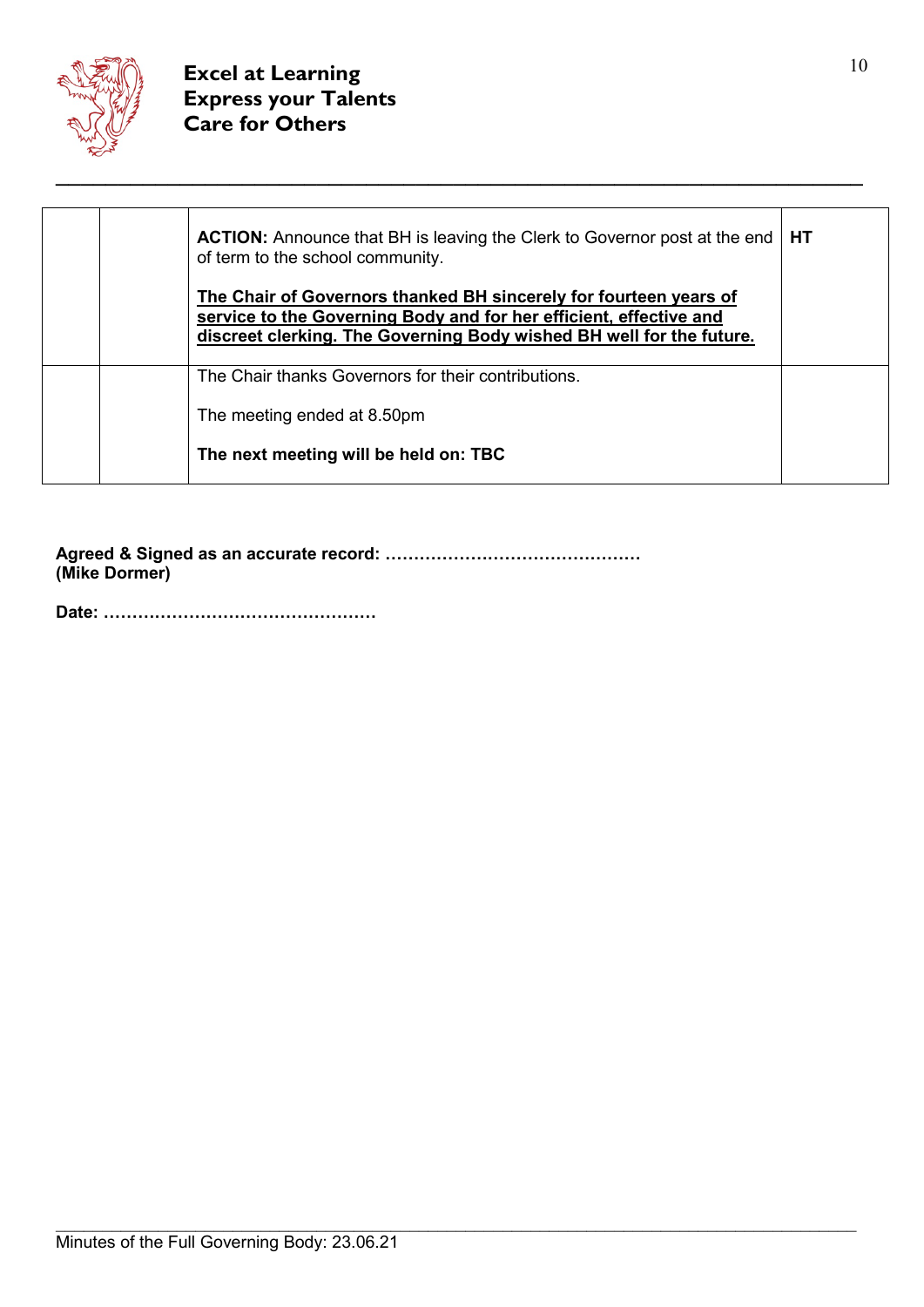| | | | |
|---|---|---|---|
| | | **ACTION:** Announce that BH is leaving the Clerk to Governor post at the end of term to the school community.<br><br>**<u>The Chair of Governors thanked BH sincerely for fourteen years of service to the Governing Body and for her efficient, effective and discreet clerking. The Governing Body wished BH well for the future.</u>** | **HT** |
| | | The Chair thanks Governors for their contributions.<br><br>The meeting ended at 8.50pm<br><br>**The next meeting will be held on: TBC** | |

**Agreed & Signed as an accurate record: ………………………………………**
**(Mike Dormer)**

**Date: …………………………………………**